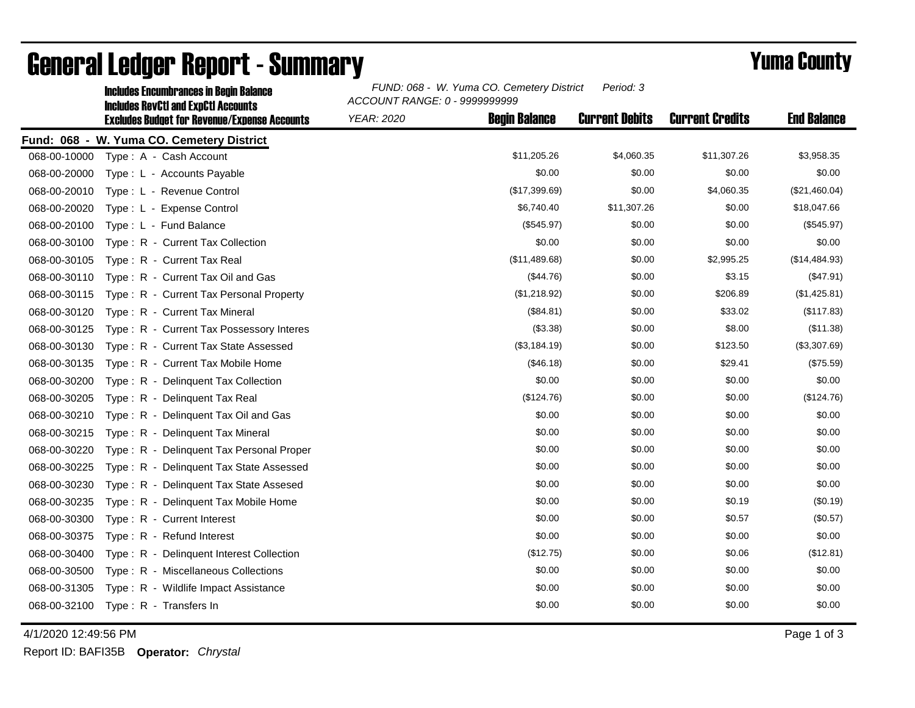# General Ledger Report - Summary

## Yuma County

**Includes Encumbrances in Begin Balance**
**Includes RevCtl and ExpCtl Accounts**
**Excludes Budget for Revenue/Expense Accounts**

*FUND: 068 - W. Yuma CO. Cemetery District* *Period: 3*
*ACCOUNT RANGE: 0 - 9999999999*
*YEAR: 2020*

**Fund: 068 - W. Yuma CO. Cemetery District**

| Account | Description | Begin Balance | Current Debits | Current Credits | End Balance |
|---|---|---|---|---|---|
| 068-00-10000 | Type : A - Cash Account | $11,205.26 | $4,060.35 | $11,307.26 | $3,958.35 |
| 068-00-20000 | Type : L - Accounts Payable | $0.00 | $0.00 | $0.00 | $0.00 |
| 068-00-20010 | Type : L - Revenue Control | ($17,399.69) | $0.00 | $4,060.35 | ($21,460.04) |
| 068-00-20020 | Type : L - Expense Control | $6,740.40 | $11,307.26 | $0.00 | $18,047.66 |
| 068-00-20100 | Type : L - Fund Balance | ($545.97) | $0.00 | $0.00 | ($545.97) |
| 068-00-30100 | Type : R - Current Tax Collection | $0.00 | $0.00 | $0.00 | $0.00 |
| 068-00-30105 | Type : R - Current Tax Real | ($11,489.68) | $0.00 | $2,995.25 | ($14,484.93) |
| 068-00-30110 | Type : R - Current Tax Oil and Gas | ($44.76) | $0.00 | $3.15 | ($47.91) |
| 068-00-30115 | Type : R - Current Tax Personal Property | ($1,218.92) | $0.00 | $206.89 | ($1,425.81) |
| 068-00-30120 | Type : R - Current Tax Mineral | ($84.81) | $0.00 | $33.02 | ($117.83) |
| 068-00-30125 | Type : R - Current Tax Possessory Interes | ($3.38) | $0.00 | $8.00 | ($11.38) |
| 068-00-30130 | Type : R - Current Tax State Assessed | ($3,184.19) | $0.00 | $123.50 | ($3,307.69) |
| 068-00-30135 | Type : R - Current Tax Mobile Home | ($46.18) | $0.00 | $29.41 | ($75.59) |
| 068-00-30200 | Type : R - Delinquent Tax Collection | $0.00 | $0.00 | $0.00 | $0.00 |
| 068-00-30205 | Type : R - Delinquent Tax Real | ($124.76) | $0.00 | $0.00 | ($124.76) |
| 068-00-30210 | Type : R - Delinquent Tax Oil and Gas | $0.00 | $0.00 | $0.00 | $0.00 |
| 068-00-30215 | Type : R - Delinquent Tax Mineral | $0.00 | $0.00 | $0.00 | $0.00 |
| 068-00-30220 | Type : R - Delinquent Tax Personal Proper | $0.00 | $0.00 | $0.00 | $0.00 |
| 068-00-30225 | Type : R - Delinquent Tax State Assessed | $0.00 | $0.00 | $0.00 | $0.00 |
| 068-00-30230 | Type : R - Delinquent Tax State Assesed | $0.00 | $0.00 | $0.00 | $0.00 |
| 068-00-30235 | Type : R - Delinquent Tax Mobile Home | $0.00 | $0.00 | $0.19 | ($0.19) |
| 068-00-30300 | Type : R - Current Interest | $0.00 | $0.00 | $0.57 | ($0.57) |
| 068-00-30375 | Type : R - Refund Interest | $0.00 | $0.00 | $0.00 | $0.00 |
| 068-00-30400 | Type : R - Delinquent Interest Collection | ($12.75) | $0.00 | $0.06 | ($12.81) |
| 068-00-30500 | Type : R - Miscellaneous Collections | $0.00 | $0.00 | $0.00 | $0.00 |
| 068-00-31305 | Type : R - Wildlife Impact Assistance | $0.00 | $0.00 | $0.00 | $0.00 |
| 068-00-32100 | Type : R - Transfers In | $0.00 | $0.00 | $0.00 | $0.00 |

4/1/2020 12:49:56 PM

Report ID: BAFI35B **Operator:** *Chrystal*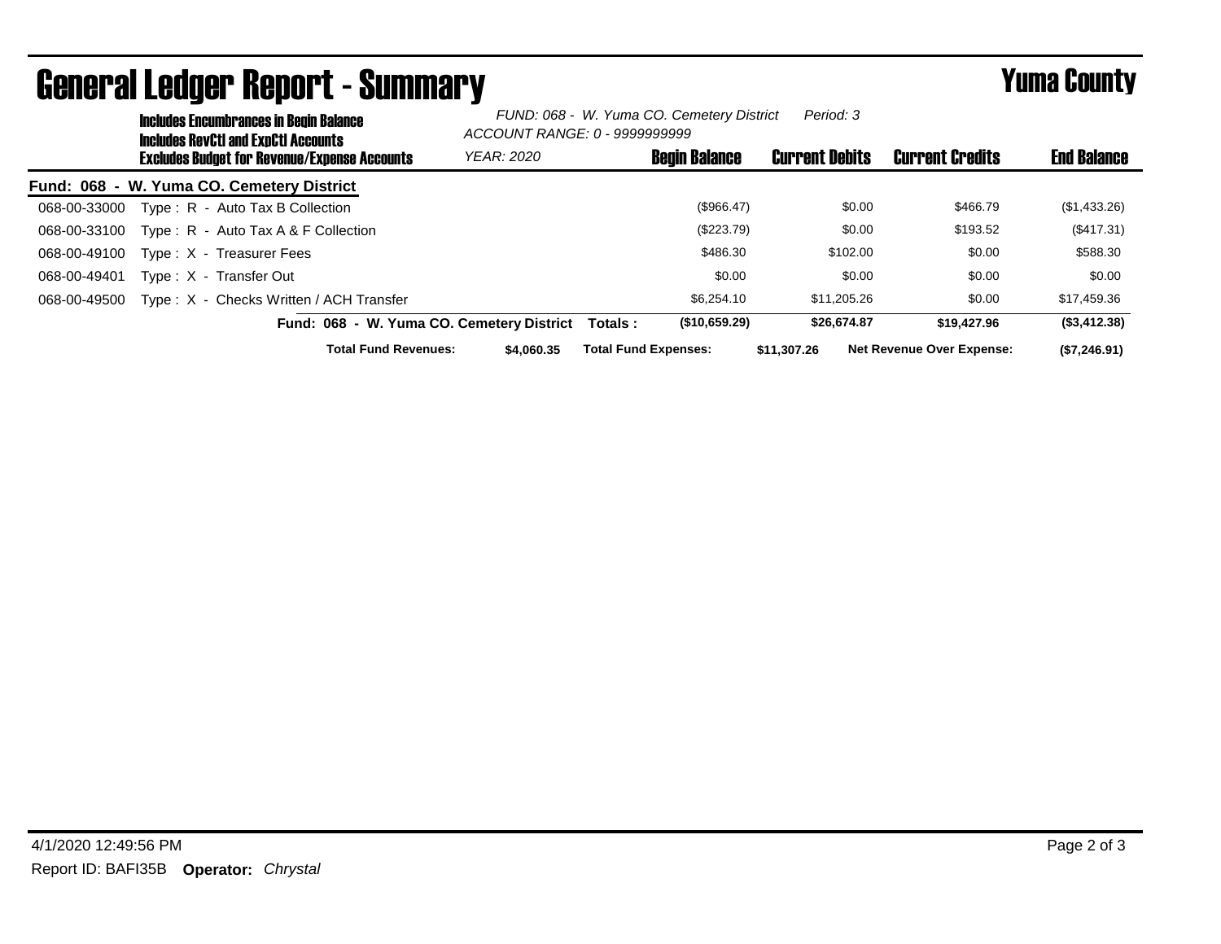# General Ledger Report - Summary

**Yuma County**

**Includes Encumbrances in Begin Balance**
**Includes RevCtl and ExpCtl Accounts**
**Excludes Budget for Revenue/Expense Accounts**

*FUND: 068 - W. Yuma CO. Cemetery District* *Period: 3*
*ACCOUNT RANGE: 0 - 9999999999*
*YEAR: 2020*

| | | Begin Balance | Current Debits | Current Credits | End Balance |
|---|---|---|---|---|---|
| **Fund: 068 - W. Yuma CO. Cemetery District** | | | | | |
| 068-00-33000 | Type : R - Auto Tax B Collection | ($966.47) | $0.00 | $466.79 | ($1,433.26) |
| 068-00-33100 | Type : R - Auto Tax A & F Collection | ($223.79) | $0.00 | $193.52 | ($417.31) |
| 068-00-49100 | Type : X - Treasurer Fees | $486.30 | $102.00 | $0.00 | $588.30 |
| 068-00-49401 | Type : X - Transfer Out | $0.00 | $0.00 | $0.00 | $0.00 |
| 068-00-49500 | Type : X - Checks Written / ACH Transfer | $6,254.10 | $11,205.26 | $0.00 | $17,459.36 |
| | **Fund: 068 - W. Yuma CO. Cemetery District Totals :** | **($10,659.29)** | **$26,674.87** | **$19,427.96** | **($3,412.38)** |

**Total Fund Revenues:** **$4,060.35** **Total Fund Expenses:** **$11,307.26** **Net Revenue Over Expense:** **($7,246.91)**

4/1/2020 12:49:56 PM

Report ID: BAFI35B **Operator:** *Chrystal*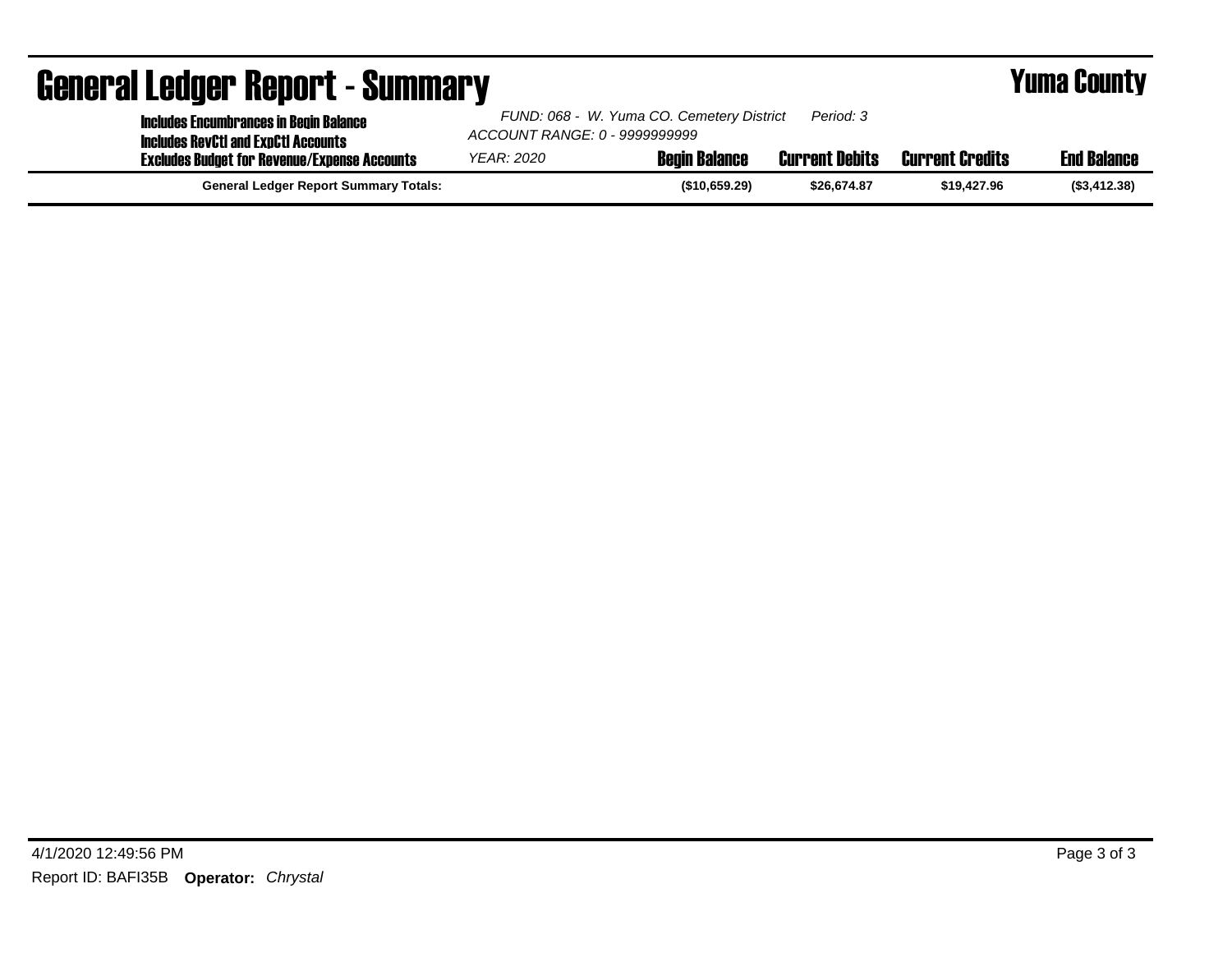# General Ledger Report - Summary

**Yuma County**

Includes Encumbrances in Begin Balance
Includes RevCtl and ExpCtl Accounts
Excludes Budget for Revenue/Expense Accounts

*FUND: 068 - W. Yuma CO. Cemetery District* *Period: 3*
*ACCOUNT RANGE: 0 - 9999999999*
*YEAR: 2020*

| | Begin Balance | Current Debits | Current Credits | End Balance |
|---|---|---|---|---|
| **General Ledger Report Summary Totals:** | **($10,659.29)** | **$26,674.87** | **$19,427.96** | **($3,412.38)** |

4/1/2020 12:49:56 PM

Report ID: BAFI35B **Operator:** *Chrystal*